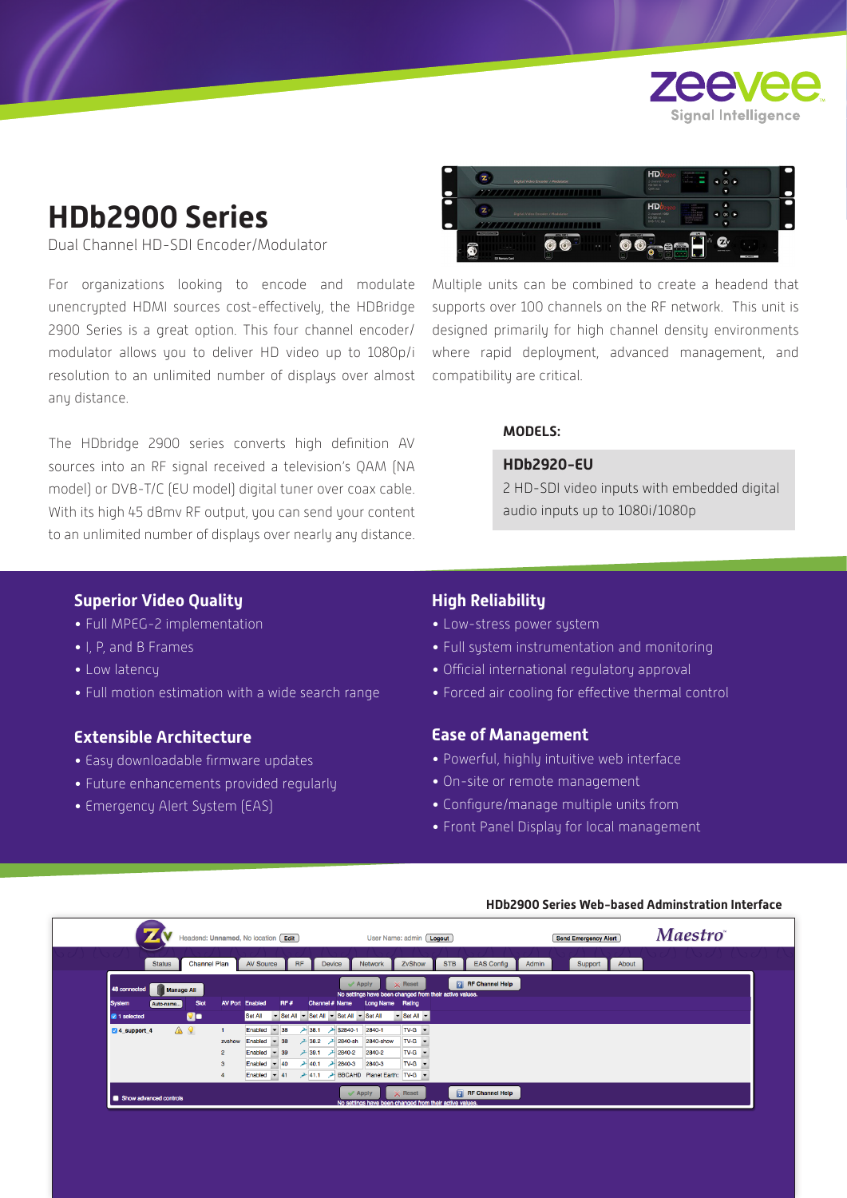zeevee
Signal Intelligence

# HDb2900 Series

Dual Channel HD-SDI Encoder/Modulator

For organizations looking to encode and modulate unencrypted HDMI sources cost-effectively, the HDBridge 2900 Series is a great option. This four channel encoder/modulator allows you to deliver HD video up to 1080p/i resolution to an unlimited number of displays over almost any distance.

The HDbridge 2900 series converts high definition AV sources into an RF signal received a television's QAM (NA model) or DVB-T/C (EU model) digital tuner over coax cable. With its high 45 dBmv RF output, you can send your content to an unlimited number of displays over nearly any distance.

Multiple units can be combined to create a headend that supports over 100 channels on the RF network. This unit is designed primarily for high channel density environments where rapid deployment, advanced management, and compatibility are critical.

**MODELS:**

**HDb2920-EU**

2 HD-SDI video inputs with embedded digital audio inputs up to 1080i/1080p

## Superior Video Quality

- Full MPEG-2 implementation
- I, P, and B Frames
- Low latency
- Full motion estimation with a wide search range

## Extensible Architecture

- Easy downloadable firmware updates
- Future enhancements provided regularly
- Emergency Alert System (EAS)

## High Reliability

- Low-stress power system
- Full system instrumentation and monitoring
- Official international regulatory approval
- Forced air cooling for effective thermal control

## Ease of Management

- Powerful, highly intuitive web interface
- On-site or remote management
- Configure/manage multiple units from
- Front Panel Display for local management

**HDb2900 Series Web-based Adminstration Interface**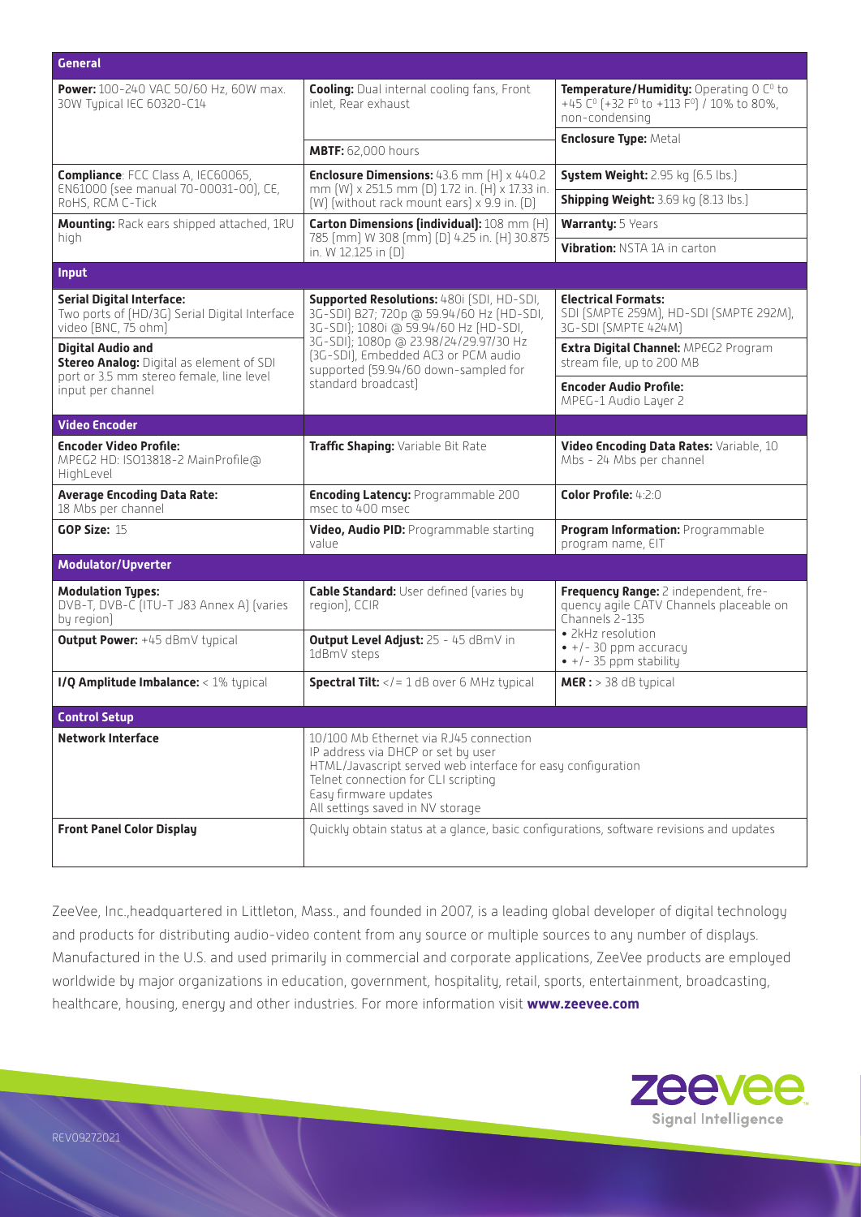| General | | |
|---|---|---|
| **Power:** 100-240 VAC 50/60 Hz, 60W max. 30W Typical IEC 60320-C14 | **Cooling:** Dual internal cooling fans, Front inlet, Rear exhaust | **Temperature/Humidity:** Operating 0 C⁰ to +45 C⁰ (+32 F⁰ to +113 F⁰) / 10% to 80%, non-condensing |
| | **MBTF:** 62,000 hours | **Enclosure Type:** Metal |
| **Compliance**: FCC Class A, IEC60065, EN61000 (see manual 70-00031-00), CE, RoHS, RCM C-Tick | **Enclosure Dimensions:** 43.6 mm (H) x 440.2 mm (W) x 251.5 mm (D) 1.72 in. (H) x 17.33 in. (W) (without rack mount ears) x 9.9 in. (D) | **System Weight:** 2.95 kg (6.5 lbs.) |
| | | **Shipping Weight:** 3.69 kg (8.13 lbs.) |
| **Mounting:** Rack ears shipped attached, 1RU high | **Carton Dimensions (individual):** 108 mm (H) 785 (mm) W 308 (mm) (D) 4.25 in. (H) 30.875 in. W 12.125 in (D) | **Warranty:** 5 Years |
| | | **Vibration:** NSTA 1A in carton |
| **Input** | | |
| **Serial Digital Interface:** Two ports of (HD/3G) Serial Digital Interface video (BNC, 75 ohm) | **Supported Resolutions:** 480i (SDI, HD-SDI, 3G-SDI) B27; 720p @ 59.94/60 Hz (HD-SDI, 3G-SDI); 1080i @ 59.94/60 Hz (HD-SDI, 3G-SDI); 1080p @ 23.98/24/29.97/30 Hz (3G-SDI), Embedded AC3 or PCM audio supported (59.94/60 down-sampled for standard broadcast) | **Electrical Formats:** SDI (SMPTE 259M), HD-SDI (SMPTE 292M), 3G-SDI (SMPTE 424M) |
| **Digital Audio and Stereo Analog:** Digital as element of SDI port or 3.5 mm stereo female, line level input per channel | | **Extra Digital Channel:** MPEG2 Program stream file, up to 200 MB |
| | | **Encoder Audio Profile:** MPEG-1 Audio Layer 2 |
| **Video Encoder** | | |
| **Encoder Video Profile:** MPEG2 HD: ISO13818-2 MainProfile@ HighLevel | **Traffic Shaping:** Variable Bit Rate | **Video Encoding Data Rates:** Variable, 10 Mbs - 24 Mbs per channel |
| **Average Encoding Data Rate:** 18 Mbs per channel | **Encoding Latency:** Programmable 200 msec to 400 msec | **Color Profile:** 4:2:0 |
| **GOP Size:** 15 | **Video, Audio PID:** Programmable starting value | **Program Information:** Programmable program name, EIT |
| **Modulator/Upverter** | | |
| **Modulation Types:** DVB-T, DVB-C (ITU-T J83 Annex A) (varies by region) | **Cable Standard:** User defined (varies by region), CCIR | **Frequency Range:** 2 independent, frequency agile CATV Channels placeable on Channels 2-135 • 2kHz resolution • +/- 30 ppm accuracy • +/- 35 ppm stability |
| **Output Power:** +45 dBmV typical | **Output Level Adjust:** 25 - 45 dBmV in 1dBmV steps | |
| **I/Q Amplitude Imbalance:** < 1% typical | **Spectral Tilt:** </= 1 dB over 6 MHz typical | **MER :** > 38 dB typical |
| **Control Setup** | | |
| **Network Interface** | 10/100 Mb Ethernet via RJ45 connection<br>IP address via DHCP or set by user<br>HTML/Javascript served web interface for easy configuration<br>Telnet connection for CLI scripting<br>Easy firmware updates<br>All settings saved in NV storage | |
| **Front Panel Color Display** | Quickly obtain status at a glance, basic configurations, software revisions and updates | |

ZeeVee, Inc.,headquartered in Littleton, Mass., and founded in 2007, is a leading global developer of digital technology and products for distributing audio-video content from any source or multiple sources to any number of displays. Manufactured in the U.S. and used primarily in commercial and corporate applications, ZeeVee products are employed worldwide by major organizations in education, government, hospitality, retail, sports, entertainment, broadcasting, healthcare, housing, energy and other industries. For more information visit **www.zeevee.com**

zeevee
Signal Intelligence

REV09272021